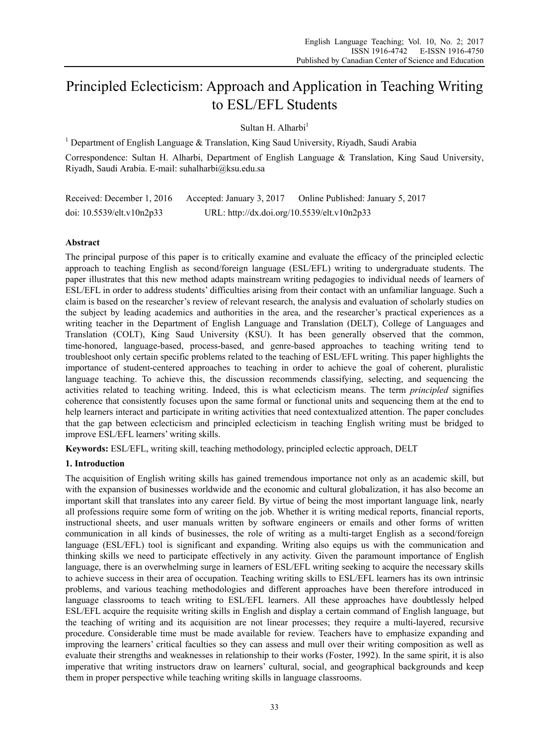# Principled Eclecticism: Approach and Application in Teaching Writing to ESL/EFL Students

Sultan H. Alharbi[1]

[1] Department of English Language & Translation, King Saud University, Riyadh, Saudi Arabia

Correspondence: Sultan H. Alharbi, Department of English Language & Translation, King Saud University, Riyadh, Saudi Arabia. E-mail: suhalharbi@ksu.edu.sa

Received: December 1, 2016 Accepted: January 3, 2017 Online Published: January 5, 2017

doi: 10.5539/elt.v10n2p33 URL: http://dx.doi.org/10.5539/elt.v10n2p33

## Abstract

The principal purpose of this paper is to critically examine and evaluate the efficacy of the principled eclectic approach to teaching English as second/foreign language (ESL/EFL) writing to undergraduate students. The paper illustrates that this new method adapts mainstream writing pedagogies to individual needs of learners of ESL/EFL in order to address students' difficulties arising from their contact with an unfamiliar language. Such a claim is based on the researcher's review of relevant research, the analysis and evaluation of scholarly studies on the subject by leading academics and authorities in the area, and the researcher's practical experiences as a writing teacher in the Department of English Language and Translation (DELT), College of Languages and Translation (COLT), King Saud University (KSU). It has been generally observed that the common, time-honored, language-based, process-based, and genre-based approaches to teaching writing tend to troubleshoot only certain specific problems related to the teaching of ESL/EFL writing. This paper highlights the importance of student-centered approaches to teaching in order to achieve the goal of coherent, pluralistic language teaching. To achieve this, the discussion recommends classifying, selecting, and sequencing the activities related to teaching writing. Indeed, this is what eclecticism means. The term *principled* signifies coherence that consistently focuses upon the same formal or functional units and sequencing them at the end to help learners interact and participate in writing activities that need contextualized attention. The paper concludes that the gap between eclecticism and principled eclecticism in teaching English writing must be bridged to improve ESL/EFL learners' writing skills.

**Keywords:** ESL/EFL, writing skill, teaching methodology, principled eclectic approach, DELT

## 1. Introduction

The acquisition of English writing skills has gained tremendous importance not only as an academic skill, but with the expansion of businesses worldwide and the economic and cultural globalization, it has also become an important skill that translates into any career field. By virtue of being the most important language link, nearly all professions require some form of writing on the job. Whether it is writing medical reports, financial reports, instructional sheets, and user manuals written by software engineers or emails and other forms of written communication in all kinds of businesses, the role of writing as a multi-target English as a second/foreign language (ESL/EFL) tool is significant and expanding. Writing also equips us with the communication and thinking skills we need to participate effectively in any activity. Given the paramount importance of English language, there is an overwhelming surge in learners of ESL/EFL writing seeking to acquire the necessary skills to achieve success in their area of occupation. Teaching writing skills to ESL/EFL learners has its own intrinsic problems, and various teaching methodologies and different approaches have been therefore introduced in language classrooms to teach writing to ESL/EFL learners. All these approaches have doubtlessly helped ESL/EFL acquire the requisite writing skills in English and display a certain command of English language, but the teaching of writing and its acquisition are not linear processes; they require a multi-layered, recursive procedure. Considerable time must be made available for review. Teachers have to emphasize expanding and improving the learners' critical faculties so they can assess and mull over their writing composition as well as evaluate their strengths and weaknesses in relationship to their works (Foster, 1992). In the same spirit, it is also imperative that writing instructors draw on learners' cultural, social, and geographical backgrounds and keep them in proper perspective while teaching writing skills in language classrooms.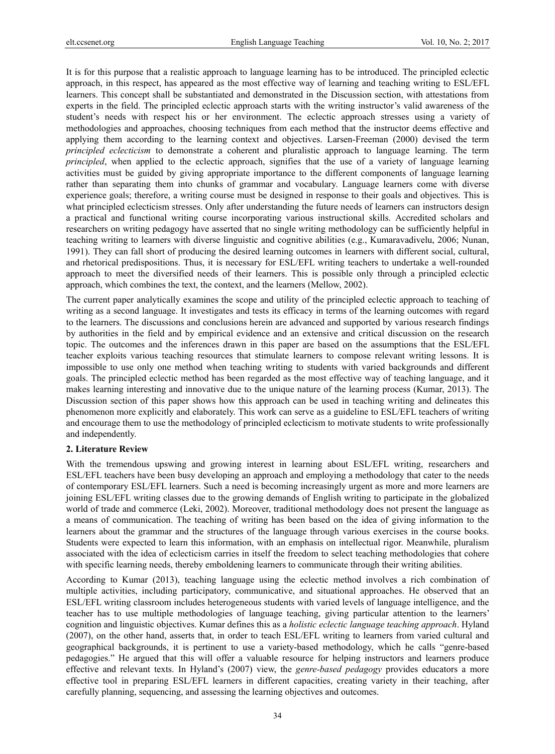It is for this purpose that a realistic approach to language learning has to be introduced. The principled eclectic approach, in this respect, has appeared as the most effective way of learning and teaching writing to ESL/EFL learners. This concept shall be substantiated and demonstrated in the Discussion section, with attestations from experts in the field. The principled eclectic approach starts with the writing instructor's valid awareness of the student's needs with respect his or her environment. The eclectic approach stresses using a variety of methodologies and approaches, choosing techniques from each method that the instructor deems effective and applying them according to the learning context and objectives. Larsen-Freeman (2000) devised the term *principled eclecticism* to demonstrate a coherent and pluralistic approach to language learning. The term *principled*, when applied to the eclectic approach, signifies that the use of a variety of language learning activities must be guided by giving appropriate importance to the different components of language learning rather than separating them into chunks of grammar and vocabulary. Language learners come with diverse experience goals; therefore, a writing course must be designed in response to their goals and objectives. This is what principled eclecticism stresses. Only after understanding the future needs of learners can instructors design a practical and functional writing course incorporating various instructional skills. Accredited scholars and researchers on writing pedagogy have asserted that no single writing methodology can be sufficiently helpful in teaching writing to learners with diverse linguistic and cognitive abilities (e.g., Kumaravadivelu, 2006; Nunan, 1991). They can fall short of producing the desired learning outcomes in learners with different social, cultural, and rhetorical predispositions. Thus, it is necessary for ESL/EFL writing teachers to undertake a well-rounded approach to meet the diversified needs of their learners. This is possible only through a principled eclectic approach, which combines the text, the context, and the learners (Mellow, 2002).

The current paper analytically examines the scope and utility of the principled eclectic approach to teaching of writing as a second language. It investigates and tests its efficacy in terms of the learning outcomes with regard to the learners. The discussions and conclusions herein are advanced and supported by various research findings by authorities in the field and by empirical evidence and an extensive and critical discussion on the research topic. The outcomes and the inferences drawn in this paper are based on the assumptions that the ESL/EFL teacher exploits various teaching resources that stimulate learners to compose relevant writing lessons. It is impossible to use only one method when teaching writing to students with varied backgrounds and different goals. The principled eclectic method has been regarded as the most effective way of teaching language, and it makes learning interesting and innovative due to the unique nature of the learning process (Kumar, 2013). The Discussion section of this paper shows how this approach can be used in teaching writing and delineates this phenomenon more explicitly and elaborately. This work can serve as a guideline to ESL/EFL teachers of writing and encourage them to use the methodology of principled eclecticism to motivate students to write professionally and independently.

## 2. Literature Review

With the tremendous upswing and growing interest in learning about ESL/EFL writing, researchers and ESL/EFL teachers have been busy developing an approach and employing a methodology that cater to the needs of contemporary ESL/EFL learners. Such a need is becoming increasingly urgent as more and more learners are joining ESL/EFL writing classes due to the growing demands of English writing to participate in the globalized world of trade and commerce (Leki, 2002). Moreover, traditional methodology does not present the language as a means of communication. The teaching of writing has been based on the idea of giving information to the learners about the grammar and the structures of the language through various exercises in the course books. Students were expected to learn this information, with an emphasis on intellectual rigor. Meanwhile, pluralism associated with the idea of eclecticism carries in itself the freedom to select teaching methodologies that cohere with specific learning needs, thereby emboldening learners to communicate through their writing abilities.

According to Kumar (2013), teaching language using the eclectic method involves a rich combination of multiple activities, including participatory, communicative, and situational approaches. He observed that an ESL/EFL writing classroom includes heterogeneous students with varied levels of language intelligence, and the teacher has to use multiple methodologies of language teaching, giving particular attention to the learners' cognition and linguistic objectives. Kumar defines this as a *holistic eclectic language teaching approach*. Hyland (2007), on the other hand, asserts that, in order to teach ESL/EFL writing to learners from varied cultural and geographical backgrounds, it is pertinent to use a variety-based methodology, which he calls "genre-based pedagogies." He argued that this will offer a valuable resource for helping instructors and learners produce effective and relevant texts. In Hyland's (2007) view, the *genre-based pedagogy* provides educators a more effective tool in preparing ESL/EFL learners in different capacities, creating variety in their teaching, after carefully planning, sequencing, and assessing the learning objectives and outcomes.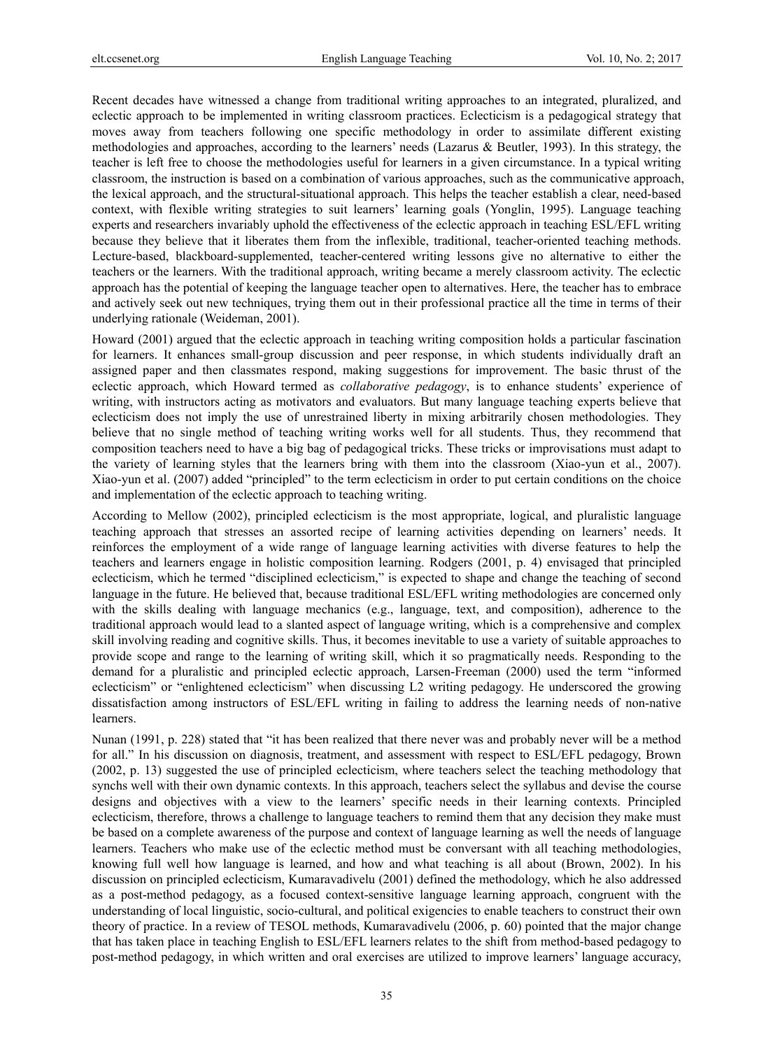Recent decades have witnessed a change from traditional writing approaches to an integrated, pluralized, and eclectic approach to be implemented in writing classroom practices. Eclecticism is a pedagogical strategy that moves away from teachers following one specific methodology in order to assimilate different existing methodologies and approaches, according to the learners' needs (Lazarus & Beutler, 1993). In this strategy, the teacher is left free to choose the methodologies useful for learners in a given circumstance. In a typical writing classroom, the instruction is based on a combination of various approaches, such as the communicative approach, the lexical approach, and the structural-situational approach. This helps the teacher establish a clear, need-based context, with flexible writing strategies to suit learners' learning goals (Yonglin, 1995). Language teaching experts and researchers invariably uphold the effectiveness of the eclectic approach in teaching ESL/EFL writing because they believe that it liberates them from the inflexible, traditional, teacher-oriented teaching methods. Lecture-based, blackboard-supplemented, teacher-centered writing lessons give no alternative to either the teachers or the learners. With the traditional approach, writing became a merely classroom activity. The eclectic approach has the potential of keeping the language teacher open to alternatives. Here, the teacher has to embrace and actively seek out new techniques, trying them out in their professional practice all the time in terms of their underlying rationale (Weideman, 2001).

Howard (2001) argued that the eclectic approach in teaching writing composition holds a particular fascination for learners. It enhances small-group discussion and peer response, in which students individually draft an assigned paper and then classmates respond, making suggestions for improvement. The basic thrust of the eclectic approach, which Howard termed as *collaborative pedagogy*, is to enhance students' experience of writing, with instructors acting as motivators and evaluators. But many language teaching experts believe that eclecticism does not imply the use of unrestrained liberty in mixing arbitrarily chosen methodologies. They believe that no single method of teaching writing works well for all students. Thus, they recommend that composition teachers need to have a big bag of pedagogical tricks. These tricks or improvisations must adapt to the variety of learning styles that the learners bring with them into the classroom (Xiao-yun et al., 2007). Xiao-yun et al. (2007) added "principled" to the term eclecticism in order to put certain conditions on the choice and implementation of the eclectic approach to teaching writing.

According to Mellow (2002), principled eclecticism is the most appropriate, logical, and pluralistic language teaching approach that stresses an assorted recipe of learning activities depending on learners' needs. It reinforces the employment of a wide range of language learning activities with diverse features to help the teachers and learners engage in holistic composition learning. Rodgers (2001, p. 4) envisaged that principled eclecticism, which he termed "disciplined eclecticism," is expected to shape and change the teaching of second language in the future. He believed that, because traditional ESL/EFL writing methodologies are concerned only with the skills dealing with language mechanics (e.g., language, text, and composition), adherence to the traditional approach would lead to a slanted aspect of language writing, which is a comprehensive and complex skill involving reading and cognitive skills. Thus, it becomes inevitable to use a variety of suitable approaches to provide scope and range to the learning of writing skill, which it so pragmatically needs. Responding to the demand for a pluralistic and principled eclectic approach, Larsen-Freeman (2000) used the term "informed eclecticism" or "enlightened eclecticism" when discussing L2 writing pedagogy. He underscored the growing dissatisfaction among instructors of ESL/EFL writing in failing to address the learning needs of non-native learners.

Nunan (1991, p. 228) stated that "it has been realized that there never was and probably never will be a method for all." In his discussion on diagnosis, treatment, and assessment with respect to ESL/EFL pedagogy, Brown (2002, p. 13) suggested the use of principled eclecticism, where teachers select the teaching methodology that synchs well with their own dynamic contexts. In this approach, teachers select the syllabus and devise the course designs and objectives with a view to the learners' specific needs in their learning contexts. Principled eclecticism, therefore, throws a challenge to language teachers to remind them that any decision they make must be based on a complete awareness of the purpose and context of language learning as well the needs of language learners. Teachers who make use of the eclectic method must be conversant with all teaching methodologies, knowing full well how language is learned, and how and what teaching is all about (Brown, 2002). In his discussion on principled eclecticism, Kumaravadivelu (2001) defined the methodology, which he also addressed as a post-method pedagogy, as a focused context-sensitive language learning approach, congruent with the understanding of local linguistic, socio-cultural, and political exigencies to enable teachers to construct their own theory of practice. In a review of TESOL methods, Kumaravadivelu (2006, p. 60) pointed that the major change that has taken place in teaching English to ESL/EFL learners relates to the shift from method-based pedagogy to post-method pedagogy, in which written and oral exercises are utilized to improve learners' language accuracy,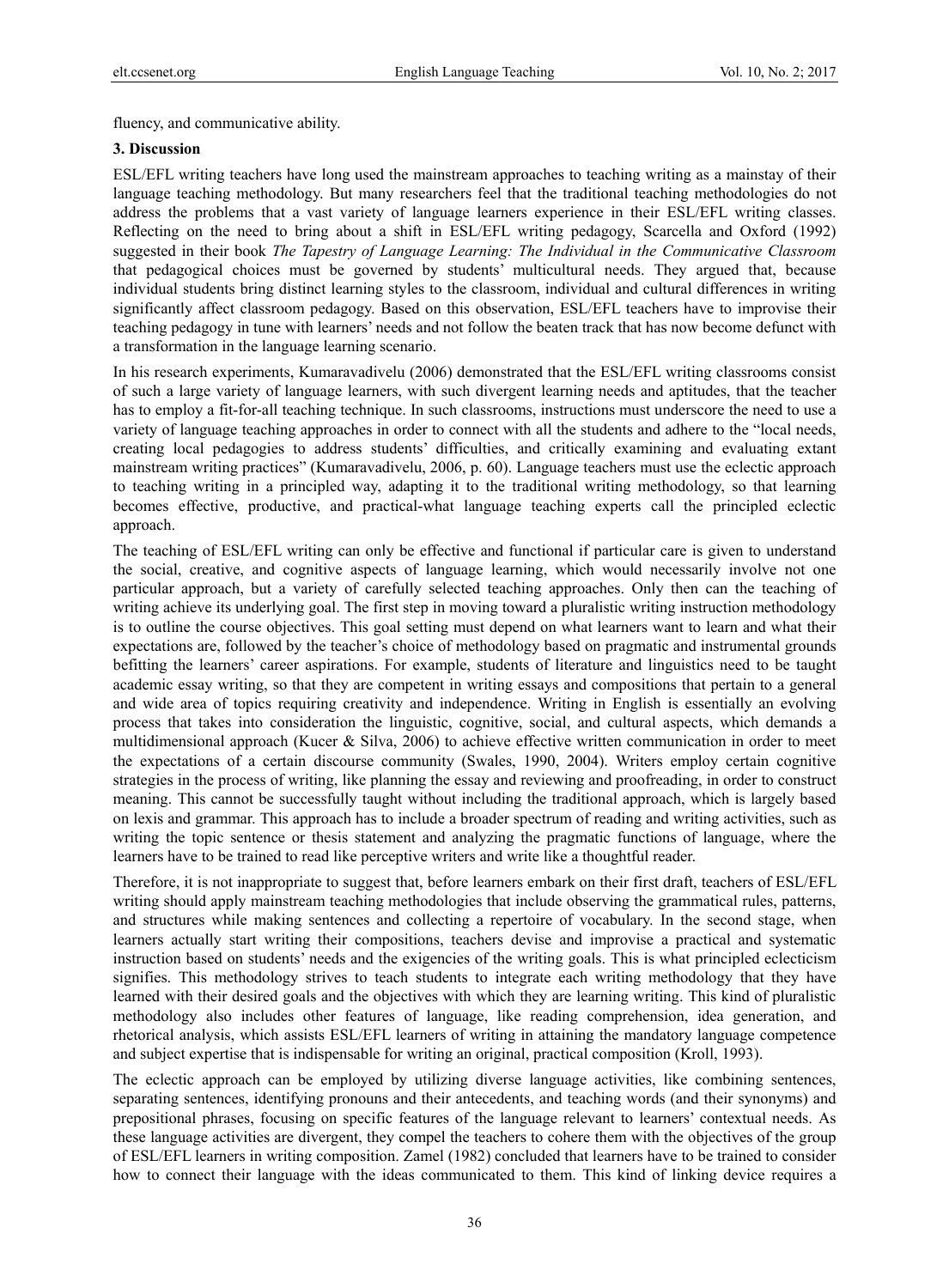fluency, and communicative ability.

### 3. Discussion

ESL/EFL writing teachers have long used the mainstream approaches to teaching writing as a mainstay of their language teaching methodology. But many researchers feel that the traditional teaching methodologies do not address the problems that a vast variety of language learners experience in their ESL/EFL writing classes. Reflecting on the need to bring about a shift in ESL/EFL writing pedagogy, Scarcella and Oxford (1992) suggested in their book *The Tapestry of Language Learning: The Individual in the Communicative Classroom* that pedagogical choices must be governed by students' multicultural needs. They argued that, because individual students bring distinct learning styles to the classroom, individual and cultural differences in writing significantly affect classroom pedagogy. Based on this observation, ESL/EFL teachers have to improvise their teaching pedagogy in tune with learners' needs and not follow the beaten track that has now become defunct with a transformation in the language learning scenario.

In his research experiments, Kumaravadivelu (2006) demonstrated that the ESL/EFL writing classrooms consist of such a large variety of language learners, with such divergent learning needs and aptitudes, that the teacher has to employ a fit-for-all teaching technique. In such classrooms, instructions must underscore the need to use a variety of language teaching approaches in order to connect with all the students and adhere to the "local needs, creating local pedagogies to address students' difficulties, and critically examining and evaluating extant mainstream writing practices" (Kumaravadivelu, 2006, p. 60). Language teachers must use the eclectic approach to teaching writing in a principled way, adapting it to the traditional writing methodology, so that learning becomes effective, productive, and practical-what language teaching experts call the principled eclectic approach.

The teaching of ESL/EFL writing can only be effective and functional if particular care is given to understand the social, creative, and cognitive aspects of language learning, which would necessarily involve not one particular approach, but a variety of carefully selected teaching approaches. Only then can the teaching of writing achieve its underlying goal. The first step in moving toward a pluralistic writing instruction methodology is to outline the course objectives. This goal setting must depend on what learners want to learn and what their expectations are, followed by the teacher's choice of methodology based on pragmatic and instrumental grounds befitting the learners' career aspirations. For example, students of literature and linguistics need to be taught academic essay writing, so that they are competent in writing essays and compositions that pertain to a general and wide area of topics requiring creativity and independence. Writing in English is essentially an evolving process that takes into consideration the linguistic, cognitive, social, and cultural aspects, which demands a multidimensional approach (Kucer & Silva, 2006) to achieve effective written communication in order to meet the expectations of a certain discourse community (Swales, 1990, 2004). Writers employ certain cognitive strategies in the process of writing, like planning the essay and reviewing and proofreading, in order to construct meaning. This cannot be successfully taught without including the traditional approach, which is largely based on lexis and grammar. This approach has to include a broader spectrum of reading and writing activities, such as writing the topic sentence or thesis statement and analyzing the pragmatic functions of language, where the learners have to be trained to read like perceptive writers and write like a thoughtful reader.

Therefore, it is not inappropriate to suggest that, before learners embark on their first draft, teachers of ESL/EFL writing should apply mainstream teaching methodologies that include observing the grammatical rules, patterns, and structures while making sentences and collecting a repertoire of vocabulary. In the second stage, when learners actually start writing their compositions, teachers devise and improvise a practical and systematic instruction based on students' needs and the exigencies of the writing goals. This is what principled eclecticism signifies. This methodology strives to teach students to integrate each writing methodology that they have learned with their desired goals and the objectives with which they are learning writing. This kind of pluralistic methodology also includes other features of language, like reading comprehension, idea generation, and rhetorical analysis, which assists ESL/EFL learners of writing in attaining the mandatory language competence and subject expertise that is indispensable for writing an original, practical composition (Kroll, 1993).

The eclectic approach can be employed by utilizing diverse language activities, like combining sentences, separating sentences, identifying pronouns and their antecedents, and teaching words (and their synonyms) and prepositional phrases, focusing on specific features of the language relevant to learners' contextual needs. As these language activities are divergent, they compel the teachers to cohere them with the objectives of the group of ESL/EFL learners in writing composition. Zamel (1982) concluded that learners have to be trained to consider how to connect their language with the ideas communicated to them. This kind of linking device requires a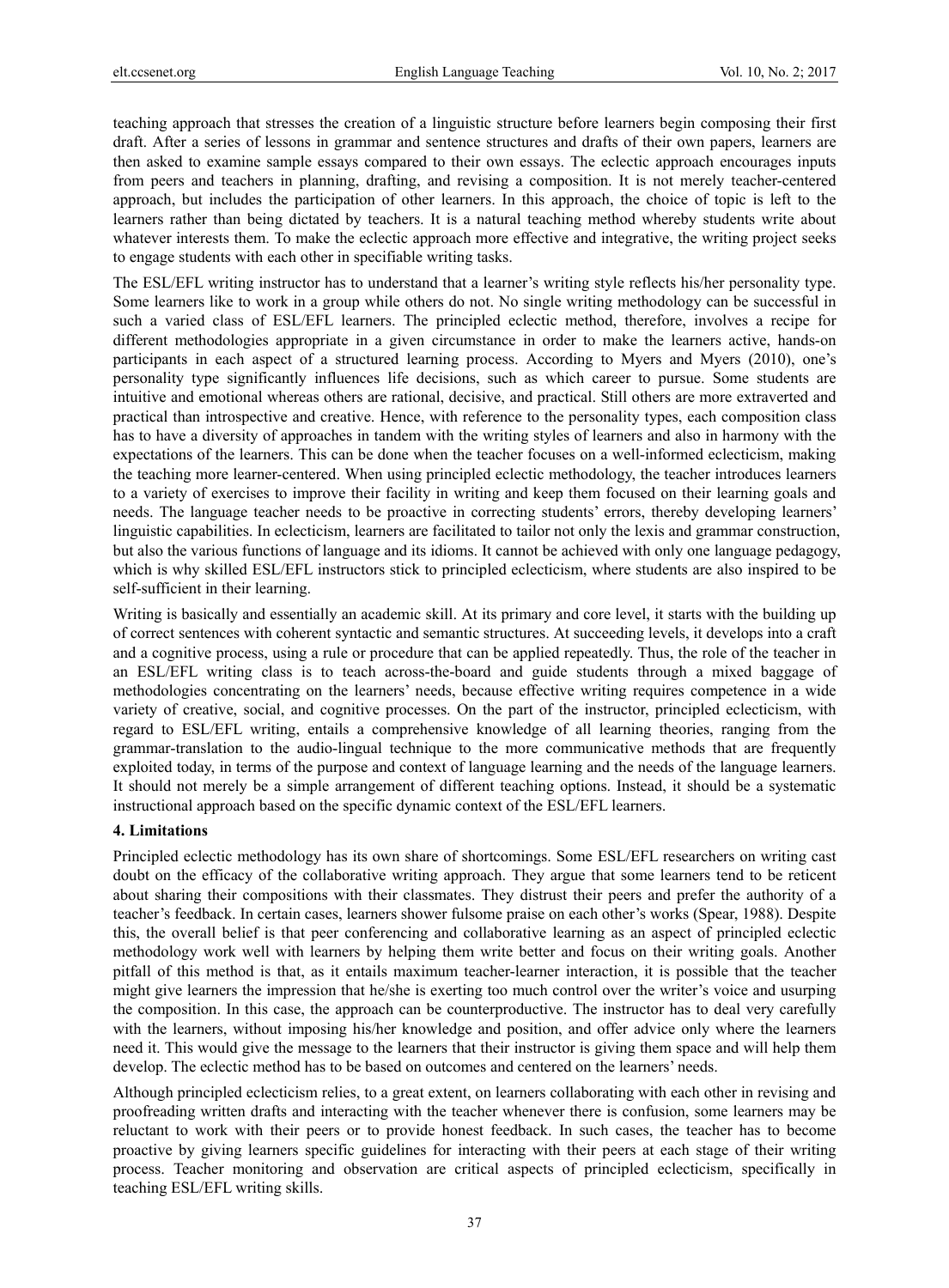teaching approach that stresses the creation of a linguistic structure before learners begin composing their first draft. After a series of lessons in grammar and sentence structures and drafts of their own papers, learners are then asked to examine sample essays compared to their own essays. The eclectic approach encourages inputs from peers and teachers in planning, drafting, and revising a composition. It is not merely teacher-centered approach, but includes the participation of other learners. In this approach, the choice of topic is left to the learners rather than being dictated by teachers. It is a natural teaching method whereby students write about whatever interests them. To make the eclectic approach more effective and integrative, the writing project seeks to engage students with each other in specifiable writing tasks.

The ESL/EFL writing instructor has to understand that a learner's writing style reflects his/her personality type. Some learners like to work in a group while others do not. No single writing methodology can be successful in such a varied class of ESL/EFL learners. The principled eclectic method, therefore, involves a recipe for different methodologies appropriate in a given circumstance in order to make the learners active, hands-on participants in each aspect of a structured learning process. According to Myers and Myers (2010), one's personality type significantly influences life decisions, such as which career to pursue. Some students are intuitive and emotional whereas others are rational, decisive, and practical. Still others are more extraverted and practical than introspective and creative. Hence, with reference to the personality types, each composition class has to have a diversity of approaches in tandem with the writing styles of learners and also in harmony with the expectations of the learners. This can be done when the teacher focuses on a well-informed eclecticism, making the teaching more learner-centered. When using principled eclectic methodology, the teacher introduces learners to a variety of exercises to improve their facility in writing and keep them focused on their learning goals and needs. The language teacher needs to be proactive in correcting students' errors, thereby developing learners' linguistic capabilities. In eclecticism, learners are facilitated to tailor not only the lexis and grammar construction, but also the various functions of language and its idioms. It cannot be achieved with only one language pedagogy, which is why skilled ESL/EFL instructors stick to principled eclecticism, where students are also inspired to be self-sufficient in their learning.

Writing is basically and essentially an academic skill. At its primary and core level, it starts with the building up of correct sentences with coherent syntactic and semantic structures. At succeeding levels, it develops into a craft and a cognitive process, using a rule or procedure that can be applied repeatedly. Thus, the role of the teacher in an ESL/EFL writing class is to teach across-the-board and guide students through a mixed baggage of methodologies concentrating on the learners' needs, because effective writing requires competence in a wide variety of creative, social, and cognitive processes. On the part of the instructor, principled eclecticism, with regard to ESL/EFL writing, entails a comprehensive knowledge of all learning theories, ranging from the grammar-translation to the audio-lingual technique to the more communicative methods that are frequently exploited today, in terms of the purpose and context of language learning and the needs of the language learners. It should not merely be a simple arrangement of different teaching options. Instead, it should be a systematic instructional approach based on the specific dynamic context of the ESL/EFL learners.

## 4. Limitations

Principled eclectic methodology has its own share of shortcomings. Some ESL/EFL researchers on writing cast doubt on the efficacy of the collaborative writing approach. They argue that some learners tend to be reticent about sharing their compositions with their classmates. They distrust their peers and prefer the authority of a teacher's feedback. In certain cases, learners shower fulsome praise on each other's works (Spear, 1988). Despite this, the overall belief is that peer conferencing and collaborative learning as an aspect of principled eclectic methodology work well with learners by helping them write better and focus on their writing goals. Another pitfall of this method is that, as it entails maximum teacher-learner interaction, it is possible that the teacher might give learners the impression that he/she is exerting too much control over the writer's voice and usurping the composition. In this case, the approach can be counterproductive. The instructor has to deal very carefully with the learners, without imposing his/her knowledge and position, and offer advice only where the learners need it. This would give the message to the learners that their instructor is giving them space and will help them develop. The eclectic method has to be based on outcomes and centered on the learners' needs.

Although principled eclecticism relies, to a great extent, on learners collaborating with each other in revising and proofreading written drafts and interacting with the teacher whenever there is confusion, some learners may be reluctant to work with their peers or to provide honest feedback. In such cases, the teacher has to become proactive by giving learners specific guidelines for interacting with their peers at each stage of their writing process. Teacher monitoring and observation are critical aspects of principled eclecticism, specifically in teaching ESL/EFL writing skills.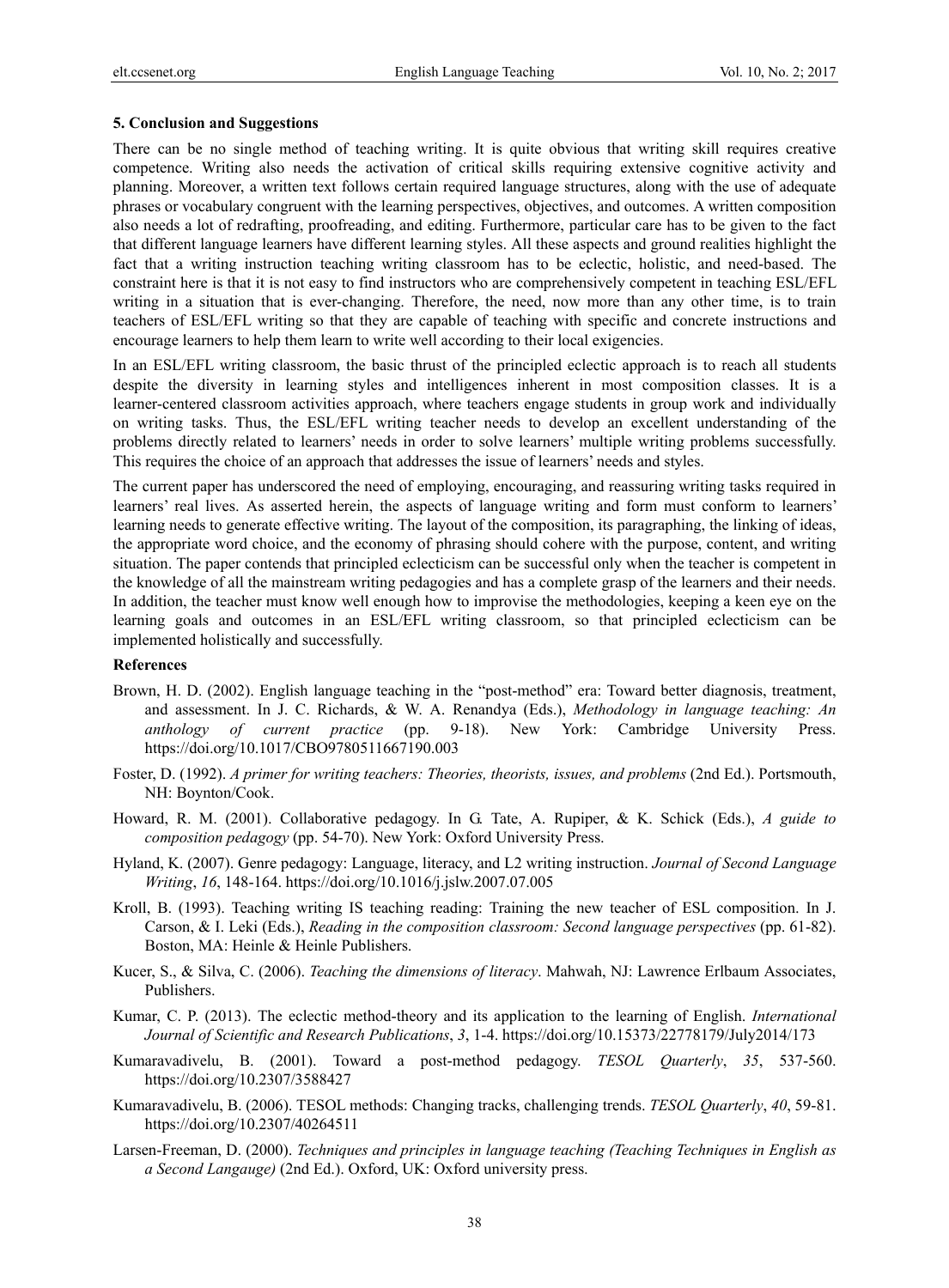### 5. Conclusion and Suggestions

There can be no single method of teaching writing. It is quite obvious that writing skill requires creative competence. Writing also needs the activation of critical skills requiring extensive cognitive activity and planning. Moreover, a written text follows certain required language structures, along with the use of adequate phrases or vocabulary congruent with the learning perspectives, objectives, and outcomes. A written composition also needs a lot of redrafting, proofreading, and editing. Furthermore, particular care has to be given to the fact that different language learners have different learning styles. All these aspects and ground realities highlight the fact that a writing instruction teaching writing classroom has to be eclectic, holistic, and need-based. The constraint here is that it is not easy to find instructors who are comprehensively competent in teaching ESL/EFL writing in a situation that is ever-changing. Therefore, the need, now more than any other time, is to train teachers of ESL/EFL writing so that they are capable of teaching with specific and concrete instructions and encourage learners to help them learn to write well according to their local exigencies.

In an ESL/EFL writing classroom, the basic thrust of the principled eclectic approach is to reach all students despite the diversity in learning styles and intelligences inherent in most composition classes. It is a learner-centered classroom activities approach, where teachers engage students in group work and individually on writing tasks. Thus, the ESL/EFL writing teacher needs to develop an excellent understanding of the problems directly related to learners' needs in order to solve learners' multiple writing problems successfully. This requires the choice of an approach that addresses the issue of learners' needs and styles.

The current paper has underscored the need of employing, encouraging, and reassuring writing tasks required in learners' real lives. As asserted herein, the aspects of language writing and form must conform to learners' learning needs to generate effective writing. The layout of the composition, its paragraphing, the linking of ideas, the appropriate word choice, and the economy of phrasing should cohere with the purpose, content, and writing situation. The paper contends that principled eclecticism can be successful only when the teacher is competent in the knowledge of all the mainstream writing pedagogies and has a complete grasp of the learners and their needs. In addition, the teacher must know well enough how to improvise the methodologies, keeping a keen eye on the learning goals and outcomes in an ESL/EFL writing classroom, so that principled eclecticism can be implemented holistically and successfully.

### References

Brown, H. D. (2002). English language teaching in the "post-method" era: Toward better diagnosis, treatment, and assessment. In J. C. Richards, & W. A. Renandya (Eds.), *Methodology in language teaching: An anthology of current practice* (pp. 9-18). New York: Cambridge University Press. https://doi.org/10.1017/CBO9780511667190.003

Foster, D. (1992). *A primer for writing teachers: Theories, theorists, issues, and problems* (2nd Ed.). Portsmouth, NH: Boynton/Cook.

Howard, R. M. (2001). Collaborative pedagogy. In G. Tate, A. Rupiper, & K. Schick (Eds.), *A guide to composition pedagogy* (pp. 54-70). New York: Oxford University Press.

Hyland, K. (2007). Genre pedagogy: Language, literacy, and L2 writing instruction. *Journal of Second Language Writing*, *16*, 148-164. https://doi.org/10.1016/j.jslw.2007.07.005

Kroll, B. (1993). Teaching writing IS teaching reading: Training the new teacher of ESL composition. In J. Carson, & I. Leki (Eds.), *Reading in the composition classroom: Second language perspectives* (pp. 61-82). Boston, MA: Heinle & Heinle Publishers.

Kucer, S., & Silva, C. (2006). *Teaching the dimensions of literacy*. Mahwah, NJ: Lawrence Erlbaum Associates, Publishers.

Kumar, C. P. (2013). The eclectic method-theory and its application to the learning of English. *International Journal of Scientific and Research Publications*, *3*, 1-4. https://doi.org/10.15373/22778179/July2014/173

Kumaravadivelu, B. (2001). Toward a post-method pedagogy. *TESOL Quarterly*, *35*, 537-560. https://doi.org/10.2307/3588427

Kumaravadivelu, B. (2006). TESOL methods: Changing tracks, challenging trends. *TESOL Quarterly*, *40*, 59-81. https://doi.org/10.2307/40264511

Larsen-Freeman, D. (2000). *Techniques and principles in language teaching (Teaching Techniques in English as a Second Langauge)* (2nd Ed.). Oxford, UK: Oxford university press.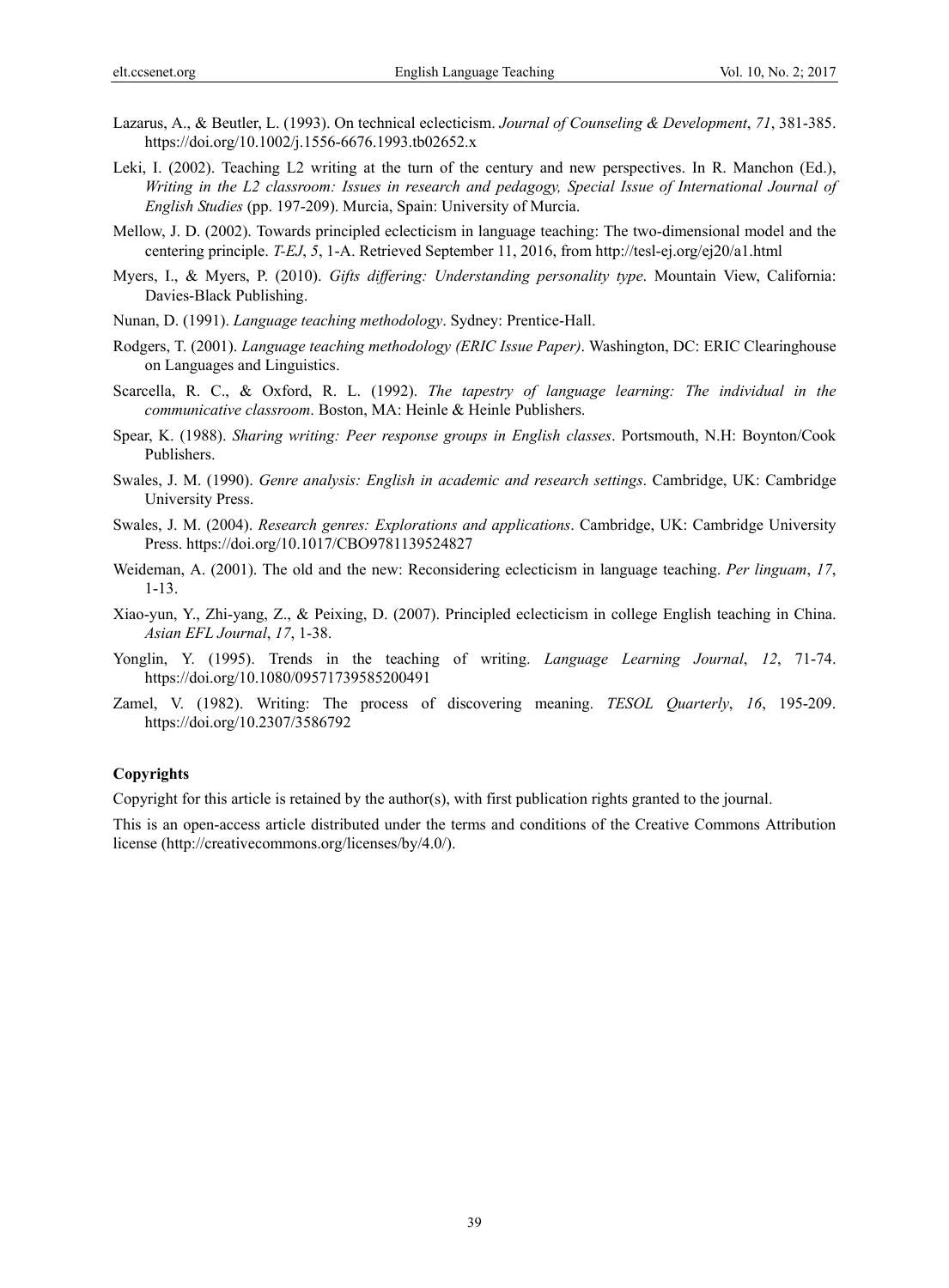Lazarus, A., & Beutler, L. (1993). On technical eclecticism. *Journal of Counseling & Development*, *71*, 381-385. https://doi.org/10.1002/j.1556-6676.1993.tb02652.x

Leki, I. (2002). Teaching L2 writing at the turn of the century and new perspectives. In R. Manchon (Ed.), *Writing in the L2 classroom: Issues in research and pedagogy, Special Issue of International Journal of English Studies* (pp. 197-209). Murcia, Spain: University of Murcia.

Mellow, J. D. (2002). Towards principled eclecticism in language teaching: The two-dimensional model and the centering principle. *T-EJ*, *5*, 1-A. Retrieved September 11, 2016, from http://tesl-ej.org/ej20/a1.html

Myers, I., & Myers, P. (2010). *Gifts differing: Understanding personality type*. Mountain View, California: Davies-Black Publishing.

Nunan, D. (1991). *Language teaching methodology*. Sydney: Prentice-Hall.

Rodgers, T. (2001). *Language teaching methodology (ERIC Issue Paper)*. Washington, DC: ERIC Clearinghouse on Languages and Linguistics.

Scarcella, R. C., & Oxford, R. L. (1992). *The tapestry of language learning: The individual in the communicative classroom*. Boston, MA: Heinle & Heinle Publishers.

Spear, K. (1988). *Sharing writing: Peer response groups in English classes*. Portsmouth, N.H: Boynton/Cook Publishers.

Swales, J. M. (1990). *Genre analysis: English in academic and research settings*. Cambridge, UK: Cambridge University Press.

Swales, J. M. (2004). *Research genres: Explorations and applications*. Cambridge, UK: Cambridge University Press. https://doi.org/10.1017/CBO9781139524827

Weideman, A. (2001). The old and the new: Reconsidering eclecticism in language teaching. *Per linguam*, *17*, 1-13.

Xiao-yun, Y., Zhi-yang, Z., & Peixing, D. (2007). Principled eclecticism in college English teaching in China. *Asian EFL Journal*, *17*, 1-38.

Yonglin, Y. (1995). Trends in the teaching of writing. *Language Learning Journal*, *12*, 71-74. https://doi.org/10.1080/09571739585200491

Zamel, V. (1982). Writing: The process of discovering meaning. *TESOL Quarterly*, *16*, 195-209. https://doi.org/10.2307/3586792

## Copyrights

Copyright for this article is retained by the author(s), with first publication rights granted to the journal.

This is an open-access article distributed under the terms and conditions of the Creative Commons Attribution license (http://creativecommons.org/licenses/by/4.0/).